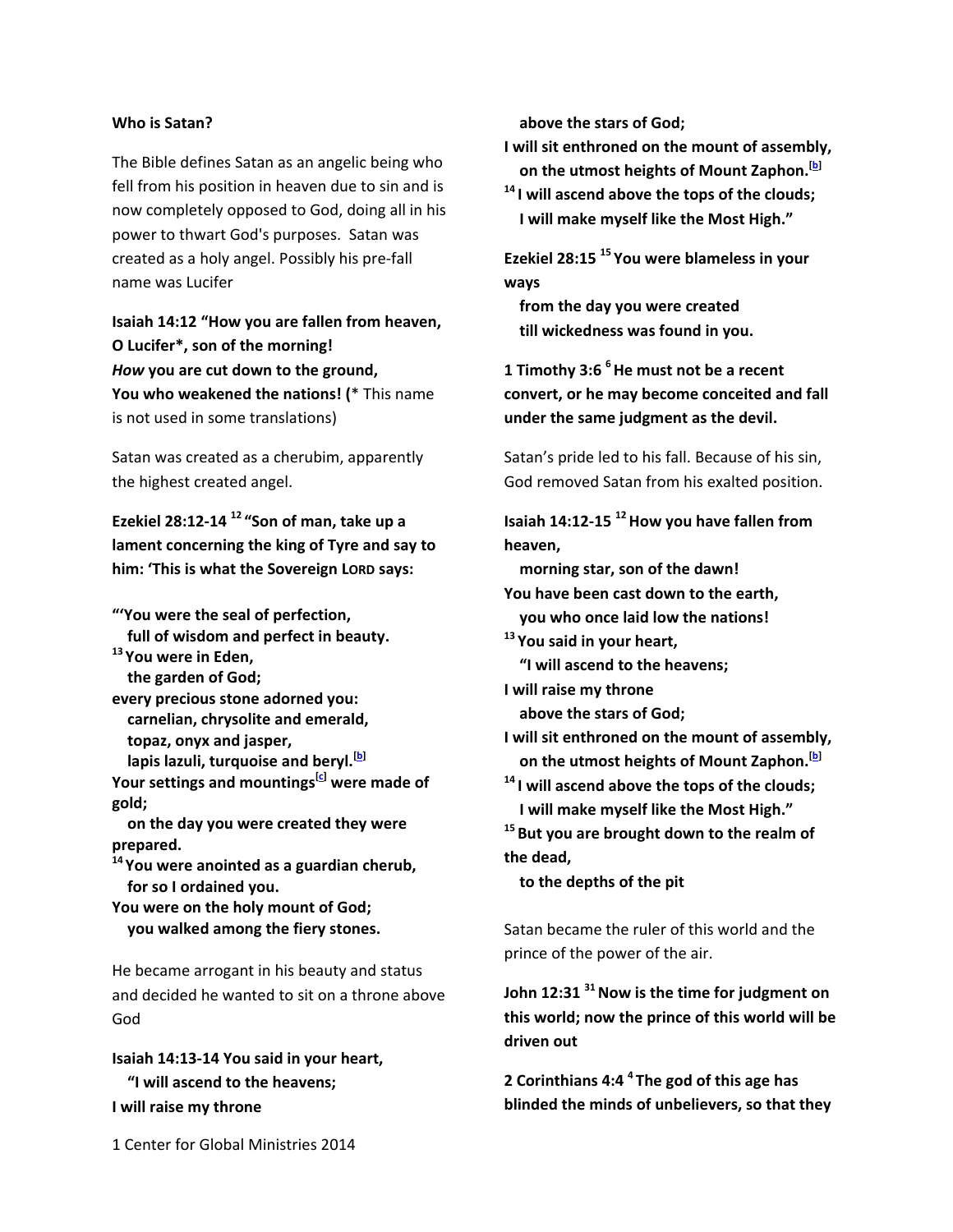**Who is Satan?**

The Bible defines Satan as an angelic being who fell from his position in heaven due to sin and is now completely opposed to God, doing all in his power to thwart God's purposes. Satan was created as a holy angel. Possibly his pre-fall name was Lucifer

**Isaiah 14:12 "How you are fallen from heaven,**
**O Lucifer\*, son of the morning!**
***How* you are cut down to the ground,**
**You who weakened the nations! (**\* This name is not used in some translations)

Satan was created as a cherubim, apparently the highest created angel.

**Ezekiel 28:12-14 [12] "Son of man, take up a lament concerning the king of Tyre and say to him: 'This is what the Sovereign LORD says:**

**"'You were the seal of perfection,**
**full of wisdom and perfect in beauty.**
**[13] You were in Eden,**
**the garden of God;**
**every precious stone adorned you:**
**carnelian, chrysolite and emerald,**
**topaz, onyx and jasper,**
**lapis lazuli, turquoise and beryl.[b]**
**Your settings and mountings[c] were made of gold;**
**on the day you were created they were prepared.**
**[14] You were anointed as a guardian cherub,**
**for so I ordained you.**
**You were on the holy mount of God;**
**you walked among the fiery stones.**

He became arrogant in his beauty and status and decided he wanted to sit on a throne above God

**Isaiah 14:13-14 You said in your heart,**
**"I will ascend to the heavens;**
**I will raise my throne**
**above the stars of God;**
**I will sit enthroned on the mount of assembly,**
**on the utmost heights of Mount Zaphon.[b]**
**[14] I will ascend above the tops of the clouds;**
**I will make myself like the Most High."**

**Ezekiel 28:15 [15] You were blameless in your ways**
**from the day you were created**
**till wickedness was found in you.**

**1 Timothy 3:6 [6] He must not be a recent convert, or he may become conceited and fall under the same judgment as the devil.**

Satan's pride led to his fall. Because of his sin, God removed Satan from his exalted position.

**Isaiah 14:12-15 [12] How you have fallen from heaven,**
**morning star, son of the dawn!**
**You have been cast down to the earth,**
**you who once laid low the nations!**
**[13] You said in your heart,**
**"I will ascend to the heavens;**
**I will raise my throne**
**above the stars of God;**
**I will sit enthroned on the mount of assembly,**
**on the utmost heights of Mount Zaphon.[b]**
**[14] I will ascend above the tops of the clouds;**
**I will make myself like the Most High."**
**[15] But you are brought down to the realm of the dead,**
**to the depths of the pit**

Satan became the ruler of this world and the prince of the power of the air.

**John 12:31 [31] Now is the time for judgment on this world; now the prince of this world will be driven out**

**2 Corinthians 4:4 [4] The god of this age has blinded the minds of unbelievers, so that they**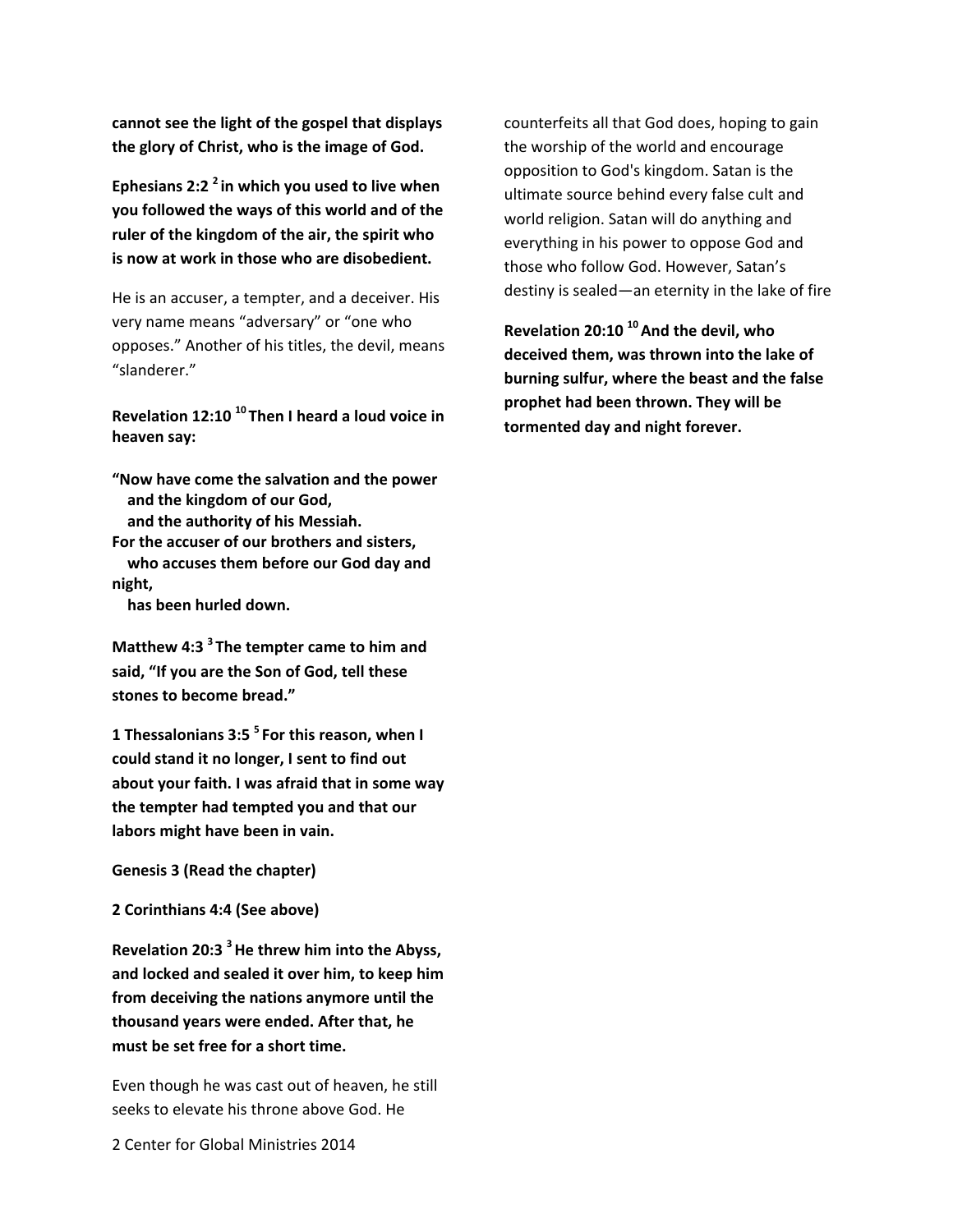**cannot see the light of the gospel that displays the glory of Christ, who is the image of God.**

**Ephesians 2:2 [2] in which you used to live when you followed the ways of this world and of the ruler of the kingdom of the air, the spirit who is now at work in those who are disobedient.**

He is an accuser, a tempter, and a deceiver. His very name means "adversary" or "one who opposes." Another of his titles, the devil, means "slanderer."

**Revelation 12:10 [10] Then I heard a loud voice in heaven say:**

**"Now have come the salvation and the power**
**and the kingdom of our God,**
**and the authority of his Messiah.**
**For the accuser of our brothers and sisters,**
**who accuses them before our God day and night,**
**has been hurled down.**

**Matthew 4:3 [3] The tempter came to him and said, "If you are the Son of God, tell these stones to become bread."**

**1 Thessalonians 3:5 [5] For this reason, when I could stand it no longer, I sent to find out about your faith. I was afraid that in some way the tempter had tempted you and that our labors might have been in vain.**

**Genesis 3 (Read the chapter)**

**2 Corinthians 4:4 (See above)**

**Revelation 20:3 [3] He threw him into the Abyss, and locked and sealed it over him, to keep him from deceiving the nations anymore until the thousand years were ended. After that, he must be set free for a short time.**

Even though he was cast out of heaven, he still seeks to elevate his throne above God. He counterfeits all that God does, hoping to gain the worship of the world and encourage opposition to God's kingdom. Satan is the ultimate source behind every false cult and world religion. Satan will do anything and everything in his power to oppose God and those who follow God. However, Satan's destiny is sealed—an eternity in the lake of fire

**Revelation 20:10 [10] And the devil, who deceived them, was thrown into the lake of burning sulfur, where the beast and the false prophet had been thrown. They will be tormented day and night forever.**